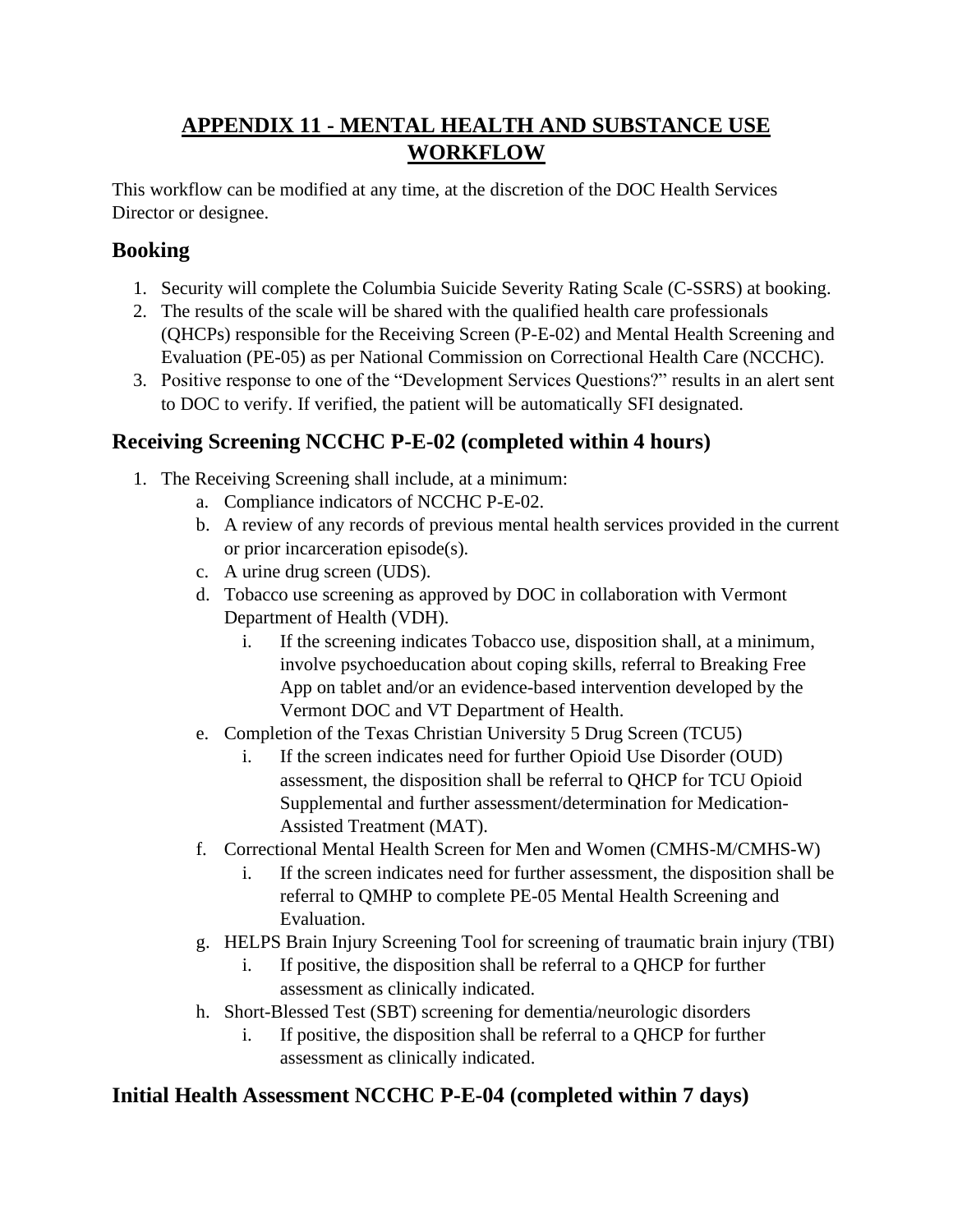# APPENDIX 11 - MENTAL HEALTH AND SUBSTANCE USE WORKFLOW

This workflow can be modified at any time, at the discretion of the DOC Health Services Director or designee.

## Booking

1. Security will complete the Columbia Suicide Severity Rating Scale (C-SSRS) at booking.
2. The results of the scale will be shared with the qualified health care professionals (QHCPs) responsible for the Receiving Screen (P-E-02) and Mental Health Screening and Evaluation (PE-05) as per National Commission on Correctional Health Care (NCCHC).
3. Positive response to one of the "Development Services Questions?" results in an alert sent to DOC to verify. If verified, the patient will be automatically SFI designated.

## Receiving Screening NCCHC P-E-02 (completed within 4 hours)

1. The Receiving Screening shall include, at a minimum:
   a. Compliance indicators of NCCHC P-E-02.
   b. A review of any records of previous mental health services provided in the current or prior incarceration episode(s).
   c. A urine drug screen (UDS).
   d. Tobacco use screening as approved by DOC in collaboration with Vermont Department of Health (VDH).
      i. If the screening indicates Tobacco use, disposition shall, at a minimum, involve psychoeducation about coping skills, referral to Breaking Free App on tablet and/or an evidence-based intervention developed by the Vermont DOC and VT Department of Health.
   e. Completion of the Texas Christian University 5 Drug Screen (TCU5)
      i. If the screen indicates need for further Opioid Use Disorder (OUD) assessment, the disposition shall be referral to QHCP for TCU Opioid Supplemental and further assessment/determination for Medication-Assisted Treatment (MAT).
   f. Correctional Mental Health Screen for Men and Women (CMHS-M/CMHS-W)
      i. If the screen indicates need for further assessment, the disposition shall be referral to QMHP to complete PE-05 Mental Health Screening and Evaluation.
   g. HELPS Brain Injury Screening Tool for screening of traumatic brain injury (TBI)
      i. If positive, the disposition shall be referral to a QHCP for further assessment as clinically indicated.
   h. Short-Blessed Test (SBT) screening for dementia/neurologic disorders
      i. If positive, the disposition shall be referral to a QHCP for further assessment as clinically indicated.

## Initial Health Assessment NCCHC P-E-04 (completed within 7 days)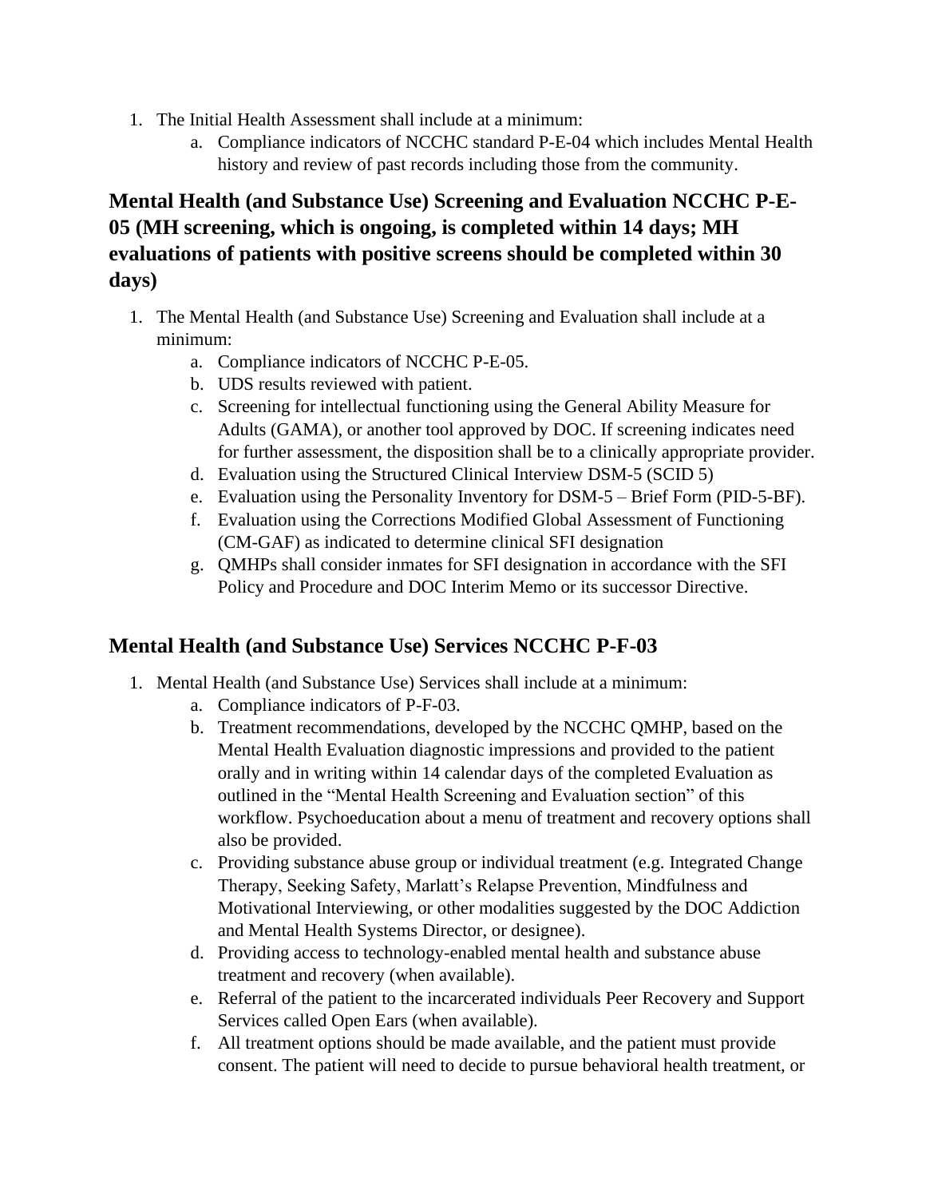1. The Initial Health Assessment shall include at a minimum:
    a. Compliance indicators of NCCHC standard P-E-04 which includes Mental Health history and review of past records including those from the community.

## Mental Health (and Substance Use) Screening and Evaluation NCCHC P-E-05 (MH screening, which is ongoing, is completed within 14 days; MH evaluations of patients with positive screens should be completed within 30 days)

1. The Mental Health (and Substance Use) Screening and Evaluation shall include at a minimum:
    a. Compliance indicators of NCCHC P-E-05.
    b. UDS results reviewed with patient.
    c. Screening for intellectual functioning using the General Ability Measure for Adults (GAMA), or another tool approved by DOC. If screening indicates need for further assessment, the disposition shall be to a clinically appropriate provider.
    d. Evaluation using the Structured Clinical Interview DSM-5 (SCID 5)
    e. Evaluation using the Personality Inventory for DSM-5 – Brief Form (PID-5-BF).
    f. Evaluation using the Corrections Modified Global Assessment of Functioning (CM-GAF) as indicated to determine clinical SFI designation
    g. QMHPs shall consider inmates for SFI designation in accordance with the SFI Policy and Procedure and DOC Interim Memo or its successor Directive.

## Mental Health (and Substance Use) Services NCCHC P-F-03

1. Mental Health (and Substance Use) Services shall include at a minimum:
    a. Compliance indicators of P-F-03.
    b. Treatment recommendations, developed by the NCCHC QMHP, based on the Mental Health Evaluation diagnostic impressions and provided to the patient orally and in writing within 14 calendar days of the completed Evaluation as outlined in the "Mental Health Screening and Evaluation section" of this workflow. Psychoeducation about a menu of treatment and recovery options shall also be provided.
    c. Providing substance abuse group or individual treatment (e.g. Integrated Change Therapy, Seeking Safety, Marlatt's Relapse Prevention, Mindfulness and Motivational Interviewing, or other modalities suggested by the DOC Addiction and Mental Health Systems Director, or designee).
    d. Providing access to technology-enabled mental health and substance abuse treatment and recovery (when available).
    e. Referral of the patient to the incarcerated individuals Peer Recovery and Support Services called Open Ears (when available).
    f. All treatment options should be made available, and the patient must provide consent. The patient will need to decide to pursue behavioral health treatment, or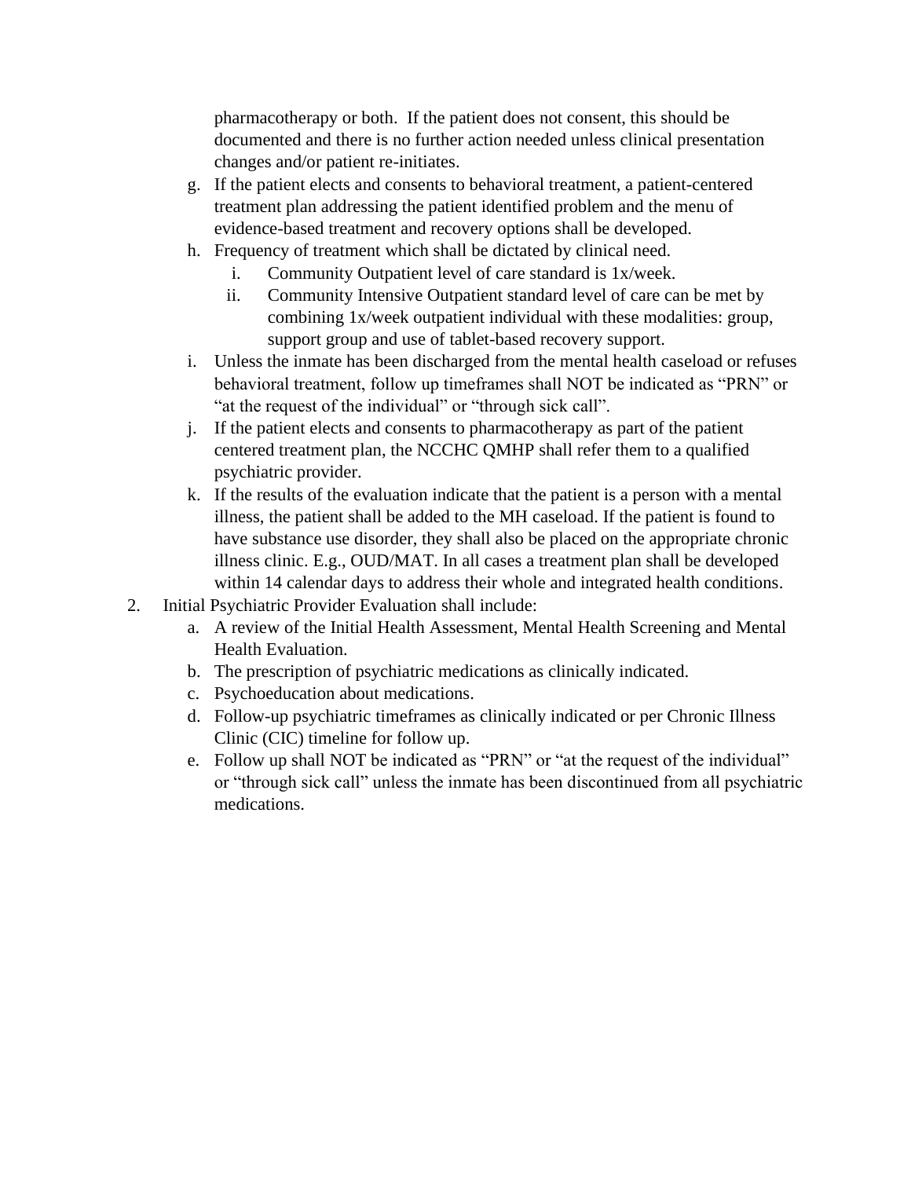pharmacotherapy or both. If the patient does not consent, this should be documented and there is no further action needed unless clinical presentation changes and/or patient re-initiates.

g. If the patient elects and consents to behavioral treatment, a patient-centered treatment plan addressing the patient identified problem and the menu of evidence-based treatment and recovery options shall be developed.
h. Frequency of treatment which shall be dictated by clinical need.
   i. Community Outpatient level of care standard is 1x/week.
   ii. Community Intensive Outpatient standard level of care can be met by combining 1x/week outpatient individual with these modalities: group, support group and use of tablet-based recovery support.
i. Unless the inmate has been discharged from the mental health caseload or refuses behavioral treatment, follow up timeframes shall NOT be indicated as "PRN" or "at the request of the individual" or "through sick call".
j. If the patient elects and consents to pharmacotherapy as part of the patient centered treatment plan, the NCCHC QMHP shall refer them to a qualified psychiatric provider.
k. If the results of the evaluation indicate that the patient is a person with a mental illness, the patient shall be added to the MH caseload. If the patient is found to have substance use disorder, they shall also be placed on the appropriate chronic illness clinic. E.g., OUD/MAT. In all cases a treatment plan shall be developed within 14 calendar days to address their whole and integrated health conditions.

2. Initial Psychiatric Provider Evaluation shall include:
   a. A review of the Initial Health Assessment, Mental Health Screening and Mental Health Evaluation.
   b. The prescription of psychiatric medications as clinically indicated.
   c. Psychoeducation about medications.
   d. Follow-up psychiatric timeframes as clinically indicated or per Chronic Illness Clinic (CIC) timeline for follow up.
   e. Follow up shall NOT be indicated as "PRN" or "at the request of the individual" or "through sick call" unless the inmate has been discontinued from all psychiatric medications.